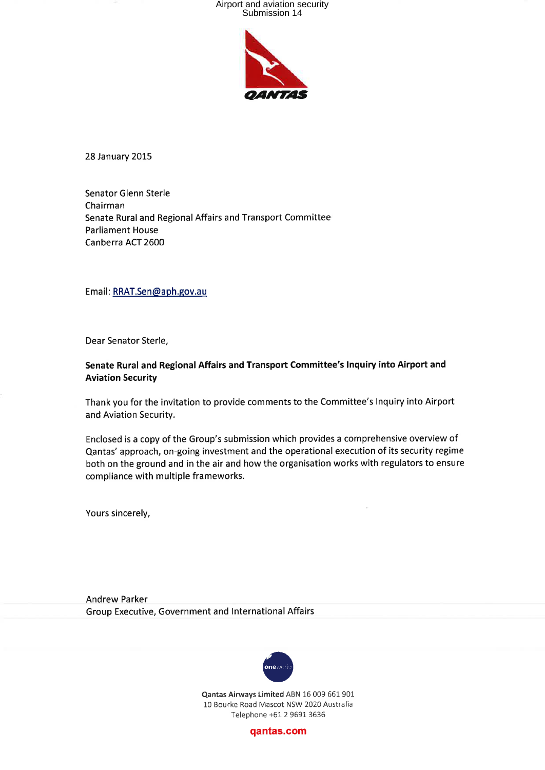28 January 2015

Senator Glenn Sterle
Chairman
Senate Rural and Regional Affairs and Transport Committee
Parliament House
Canberra ACT 2600

Email: RRAT.Sen@aph.gov.au

Dear Senator Sterle,

**Senate Rural and Regional Affairs and Transport Committee's Inquiry into Airport and Aviation Security**

Thank you for the invitation to provide comments to the Committee's Inquiry into Airport and Aviation Security.

Enclosed is a copy of the Group's submission which provides a comprehensive overview of Qantas' approach, on-going investment and the operational execution of its security regime both on the ground and in the air and how the organisation works with regulators to ensure compliance with multiple frameworks.

Yours sincerely,

Andrew Parker
Group Executive, Government and International Affairs

**Qantas Airways Limited** ABN 16 009 661 901
10 Bourke Road Mascot NSW 2020 Australia
Telephone +61 2 9691 3636

qantas.com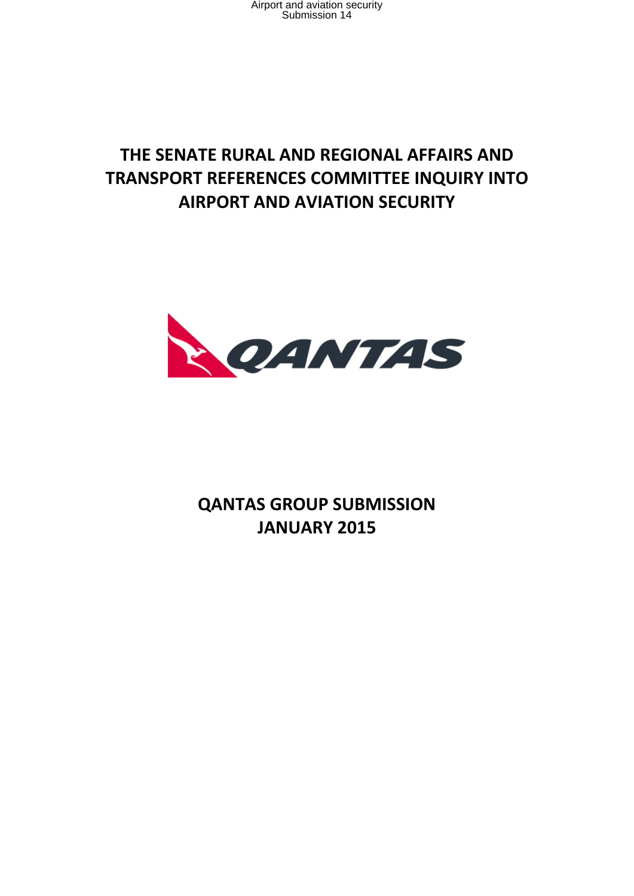# THE SENATE RURAL AND REGIONAL AFFAIRS AND TRANSPORT REFERENCES COMMITTEE INQUIRY INTO AIRPORT AND AVIATION SECURITY

# QANTAS GROUP SUBMISSION
# JANUARY 2015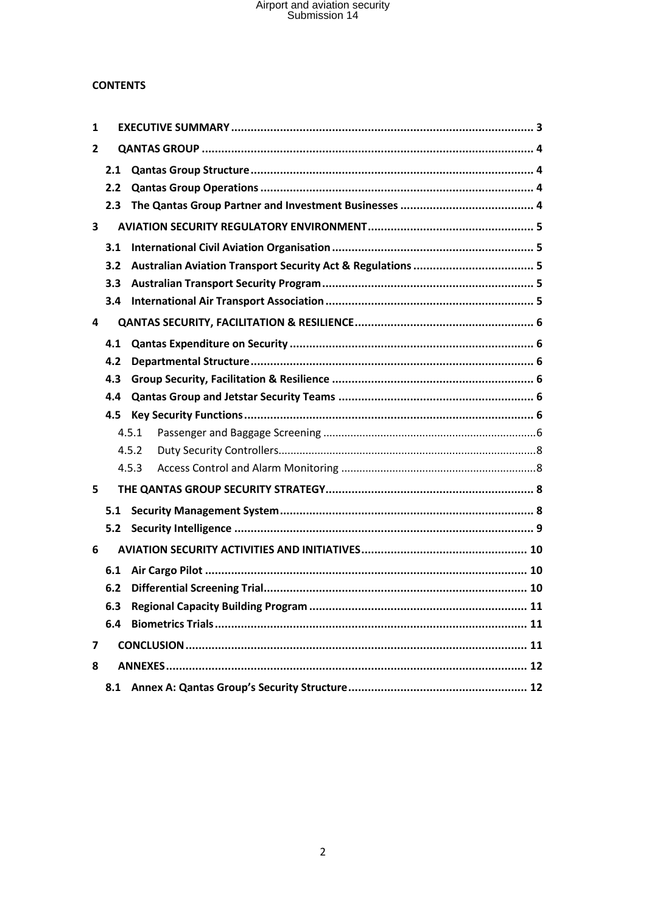**CONTENTS**

1 **EXECUTIVE SUMMARY** ........................................................................................ 3

2 **QANTAS GROUP** ................................................................................................ 4

- 2.1 **Qantas Group Structure** ................................................................................ 4
- 2.2 **Qantas Group Operations** ............................................................................ 4
- 2.3 **The Qantas Group Partner and Investment Businesses** ................................ 4

3 **AVIATION SECURITY REGULATORY ENVIRONMENT** ........................................... 5

- 3.1 **International Civil Aviation Organisation** ...................................................... 5
- 3.2 **Australian Aviation Transport Security Act & Regulations** ............................ 5
- 3.3 **Australian Transport Security Program** ......................................................... 5
- 3.4 **International Air Transport Association** ........................................................ 5

4 **QANTAS SECURITY, FACILITATION & RESILIENCE** ................................................ 6

- 4.1 **Qantas Expenditure on Security** .................................................................... 6
- 4.2 **Departmental Structure** ................................................................................ 6
- 4.3 **Group Security, Facilitation & Resilience** ...................................................... 6
- 4.4 **Qantas Group and Jetstar Security Teams** .................................................... 6
- 4.5 **Key Security Functions** .................................................................................. 6
  - 4.5.1 Passenger and Baggage Screening ................................................................ 6
  - 4.5.2 Duty Security Controllers .............................................................................. 8
  - 4.5.3 Access Control and Alarm Monitoring .......................................................... 8

5 **THE QANTAS GROUP SECURITY STRATEGY** .......................................................... 8

- 5.1 **Security Management System** ....................................................................... 8
- 5.2 **Security Intelligence** ..................................................................................... 9

6 **AVIATION SECURITY ACTIVITIES AND INITIATIVES** ............................................. 10

- 6.1 **Air Cargo Pilot** ............................................................................................ 10
- 6.2 **Differential Screening Trial** .......................................................................... 10
- 6.3 **Regional Capacity Building Program** ............................................................ 11
- 6.4 **Biometrics Trials** ......................................................................................... 11

7 **CONCLUSION** ..................................................................................................... 11

8 **ANNEXES** ........................................................................................................... 12

- 8.1 **Annex A: Qantas Group's Security Structure** ................................................ 12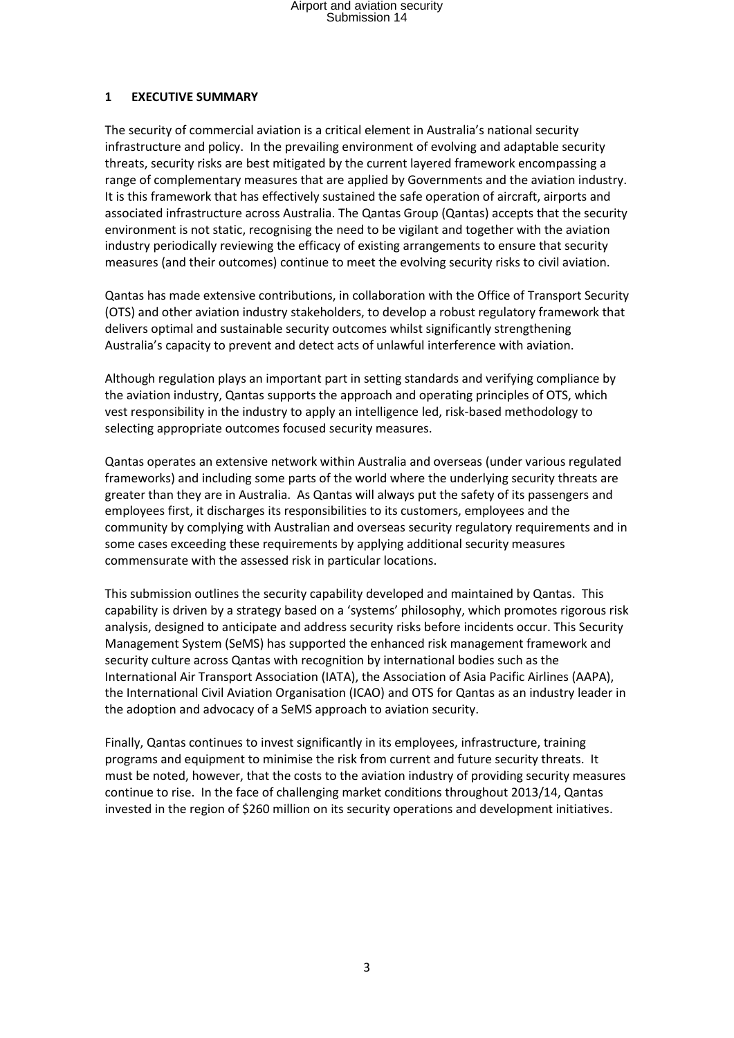# 1 EXECUTIVE SUMMARY

The security of commercial aviation is a critical element in Australia's national security infrastructure and policy. In the prevailing environment of evolving and adaptable security threats, security risks are best mitigated by the current layered framework encompassing a range of complementary measures that are applied by Governments and the aviation industry. It is this framework that has effectively sustained the safe operation of aircraft, airports and associated infrastructure across Australia. The Qantas Group (Qantas) accepts that the security environment is not static, recognising the need to be vigilant and together with the aviation industry periodically reviewing the efficacy of existing arrangements to ensure that security measures (and their outcomes) continue to meet the evolving security risks to civil aviation.

Qantas has made extensive contributions, in collaboration with the Office of Transport Security (OTS) and other aviation industry stakeholders, to develop a robust regulatory framework that delivers optimal and sustainable security outcomes whilst significantly strengthening Australia's capacity to prevent and detect acts of unlawful interference with aviation.

Although regulation plays an important part in setting standards and verifying compliance by the aviation industry, Qantas supports the approach and operating principles of OTS, which vest responsibility in the industry to apply an intelligence led, risk-based methodology to selecting appropriate outcomes focused security measures.

Qantas operates an extensive network within Australia and overseas (under various regulated frameworks) and including some parts of the world where the underlying security threats are greater than they are in Australia. As Qantas will always put the safety of its passengers and employees first, it discharges its responsibilities to its customers, employees and the community by complying with Australian and overseas security regulatory requirements and in some cases exceeding these requirements by applying additional security measures commensurate with the assessed risk in particular locations.

This submission outlines the security capability developed and maintained by Qantas. This capability is driven by a strategy based on a 'systems' philosophy, which promotes rigorous risk analysis, designed to anticipate and address security risks before incidents occur. This Security Management System (SeMS) has supported the enhanced risk management framework and security culture across Qantas with recognition by international bodies such as the International Air Transport Association (IATA), the Association of Asia Pacific Airlines (AAPA), the International Civil Aviation Organisation (ICAO) and OTS for Qantas as an industry leader in the adoption and advocacy of a SeMS approach to aviation security.

Finally, Qantas continues to invest significantly in its employees, infrastructure, training programs and equipment to minimise the risk from current and future security threats. It must be noted, however, that the costs to the aviation industry of providing security measures continue to rise. In the face of challenging market conditions throughout 2013/14, Qantas invested in the region of $260 million on its security operations and development initiatives.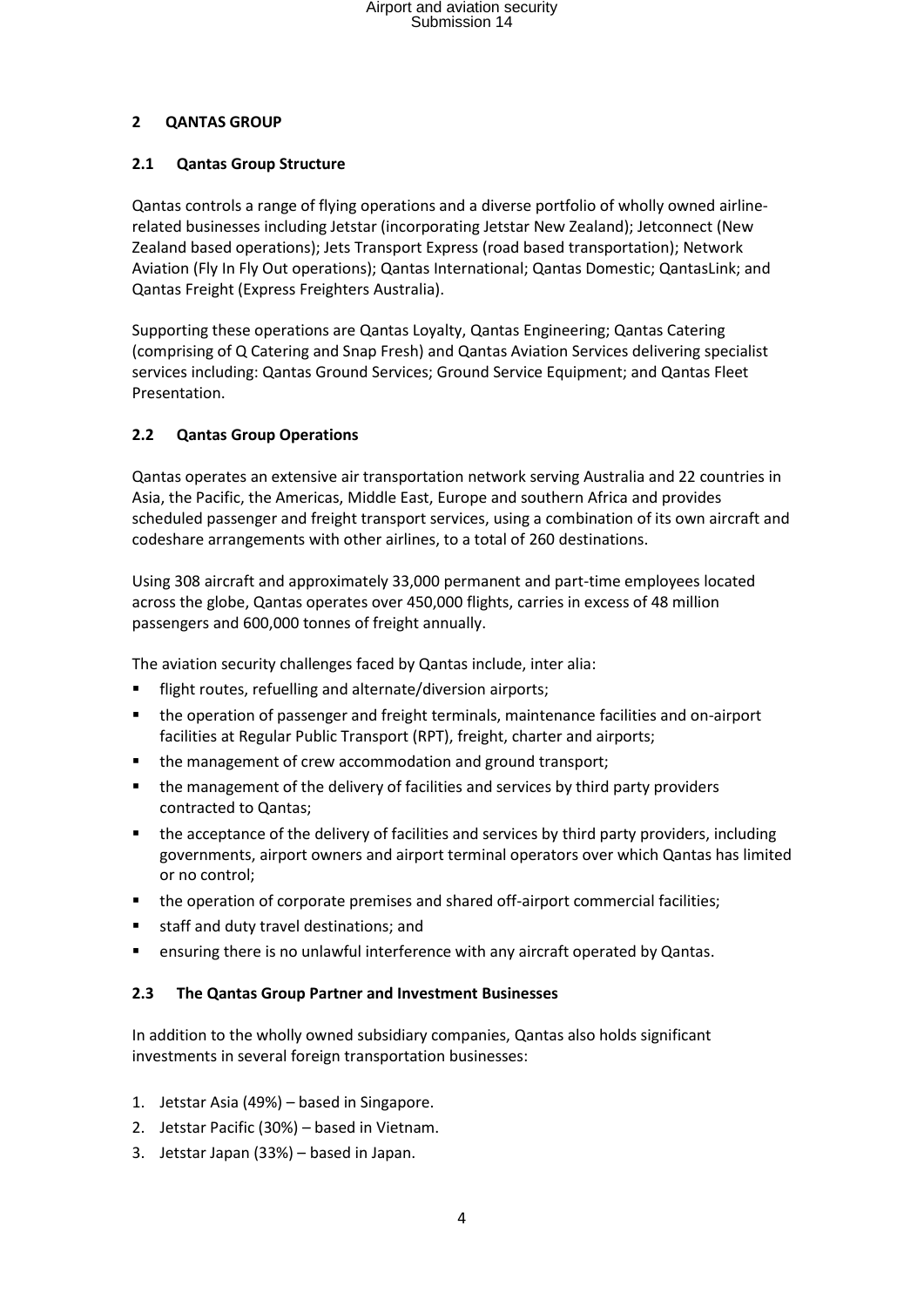## 2 QANTAS GROUP

### 2.1 Qantas Group Structure

Qantas controls a range of flying operations and a diverse portfolio of wholly owned airline-related businesses including Jetstar (incorporating Jetstar New Zealand); Jetconnect (New Zealand based operations); Jets Transport Express (road based transportation); Network Aviation (Fly In Fly Out operations); Qantas International; Qantas Domestic; QantasLink; and Qantas Freight (Express Freighters Australia).

Supporting these operations are Qantas Loyalty, Qantas Engineering; Qantas Catering (comprising of Q Catering and Snap Fresh) and Qantas Aviation Services delivering specialist services including: Qantas Ground Services; Ground Service Equipment; and Qantas Fleet Presentation.

### 2.2 Qantas Group Operations

Qantas operates an extensive air transportation network serving Australia and 22 countries in Asia, the Pacific, the Americas, Middle East, Europe and southern Africa and provides scheduled passenger and freight transport services, using a combination of its own aircraft and codeshare arrangements with other airlines, to a total of 260 destinations.

Using 308 aircraft and approximately 33,000 permanent and part-time employees located across the globe, Qantas operates over 450,000 flights, carries in excess of 48 million passengers and 600,000 tonnes of freight annually.

The aviation security challenges faced by Qantas include, inter alia:

- flight routes, refuelling and alternate/diversion airports;
- the operation of passenger and freight terminals, maintenance facilities and on-airport facilities at Regular Public Transport (RPT), freight, charter and airports;
- the management of crew accommodation and ground transport;
- the management of the delivery of facilities and services by third party providers contracted to Qantas;
- the acceptance of the delivery of facilities and services by third party providers, including governments, airport owners and airport terminal operators over which Qantas has limited or no control;
- the operation of corporate premises and shared off-airport commercial facilities;
- staff and duty travel destinations; and
- ensuring there is no unlawful interference with any aircraft operated by Qantas.

### 2.3 The Qantas Group Partner and Investment Businesses

In addition to the wholly owned subsidiary companies, Qantas also holds significant investments in several foreign transportation businesses:

1. Jetstar Asia (49%) – based in Singapore.
2. Jetstar Pacific (30%) – based in Vietnam.
3. Jetstar Japan (33%) – based in Japan.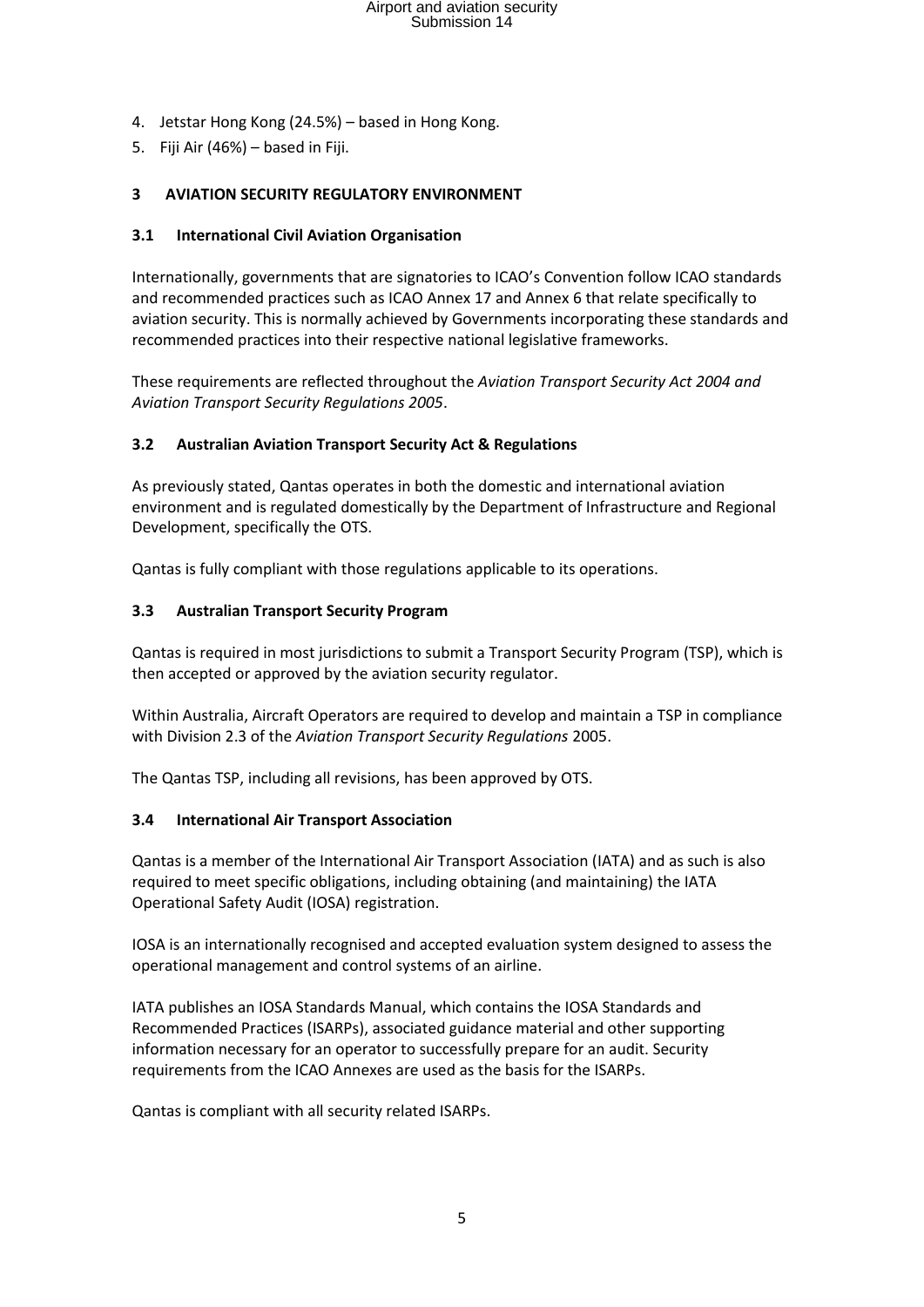4. Jetstar Hong Kong (24.5%) – based in Hong Kong.
5. Fiji Air (46%) – based in Fiji.

## 3 AVIATION SECURITY REGULATORY ENVIRONMENT

### 3.1 International Civil Aviation Organisation

Internationally, governments that are signatories to ICAO's Convention follow ICAO standards and recommended practices such as ICAO Annex 17 and Annex 6 that relate specifically to aviation security. This is normally achieved by Governments incorporating these standards and recommended practices into their respective national legislative frameworks.

These requirements are reflected throughout the *Aviation Transport Security Act 2004 and Aviation Transport Security Regulations 2005*.

### 3.2 Australian Aviation Transport Security Act & Regulations

As previously stated, Qantas operates in both the domestic and international aviation environment and is regulated domestically by the Department of Infrastructure and Regional Development, specifically the OTS.

Qantas is fully compliant with those regulations applicable to its operations.

### 3.3 Australian Transport Security Program

Qantas is required in most jurisdictions to submit a Transport Security Program (TSP), which is then accepted or approved by the aviation security regulator.

Within Australia, Aircraft Operators are required to develop and maintain a TSP in compliance with Division 2.3 of the *Aviation Transport Security Regulations* 2005.

The Qantas TSP, including all revisions, has been approved by OTS.

### 3.4 International Air Transport Association

Qantas is a member of the International Air Transport Association (IATA) and as such is also required to meet specific obligations, including obtaining (and maintaining) the IATA Operational Safety Audit (IOSA) registration.

IOSA is an internationally recognised and accepted evaluation system designed to assess the operational management and control systems of an airline.

IATA publishes an IOSA Standards Manual, which contains the IOSA Standards and Recommended Practices (ISARPs), associated guidance material and other supporting information necessary for an operator to successfully prepare for an audit. Security requirements from the ICAO Annexes are used as the basis for the ISARPs.

Qantas is compliant with all security related ISARPs.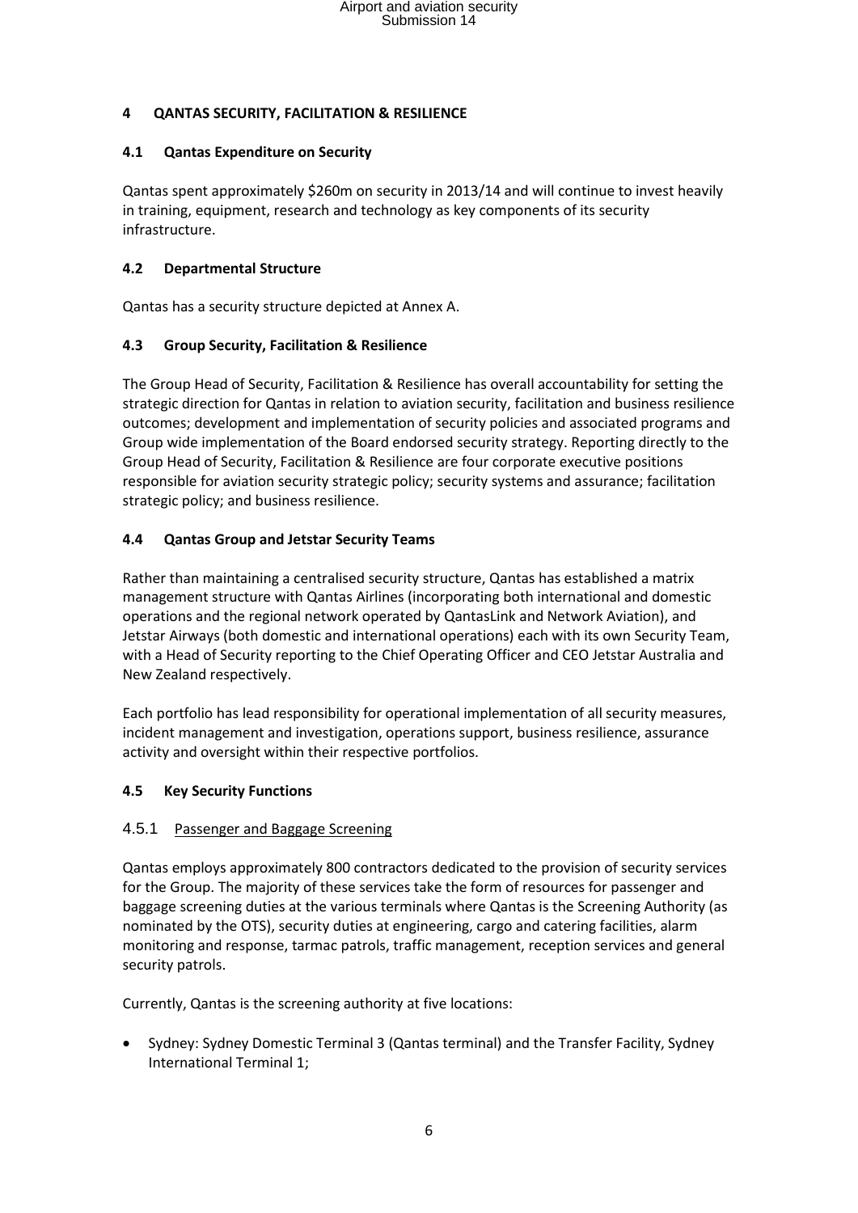## 4 QANTAS SECURITY, FACILITATION & RESILIENCE

### 4.1 Qantas Expenditure on Security

Qantas spent approximately $260m on security in 2013/14 and will continue to invest heavily in training, equipment, research and technology as key components of its security infrastructure.

### 4.2 Departmental Structure

Qantas has a security structure depicted at Annex A.

### 4.3 Group Security, Facilitation & Resilience

The Group Head of Security, Facilitation & Resilience has overall accountability for setting the strategic direction for Qantas in relation to aviation security, facilitation and business resilience outcomes; development and implementation of security policies and associated programs and Group wide implementation of the Board endorsed security strategy. Reporting directly to the Group Head of Security, Facilitation & Resilience are four corporate executive positions responsible for aviation security strategic policy; security systems and assurance; facilitation strategic policy; and business resilience.

### 4.4 Qantas Group and Jetstar Security Teams

Rather than maintaining a centralised security structure, Qantas has established a matrix management structure with Qantas Airlines (incorporating both international and domestic operations and the regional network operated by QantasLink and Network Aviation), and Jetstar Airways (both domestic and international operations) each with its own Security Team, with a Head of Security reporting to the Chief Operating Officer and CEO Jetstar Australia and New Zealand respectively.

Each portfolio has lead responsibility for operational implementation of all security measures, incident management and investigation, operations support, business resilience, assurance activity and oversight within their respective portfolios.

### 4.5 Key Security Functions

#### 4.5.1 Passenger and Baggage Screening

Qantas employs approximately 800 contractors dedicated to the provision of security services for the Group. The majority of these services take the form of resources for passenger and baggage screening duties at the various terminals where Qantas is the Screening Authority (as nominated by the OTS), security duties at engineering, cargo and catering facilities, alarm monitoring and response, tarmac patrols, traffic management, reception services and general security patrols.

Currently, Qantas is the screening authority at five locations:

- Sydney: Sydney Domestic Terminal 3 (Qantas terminal) and the Transfer Facility, Sydney International Terminal 1;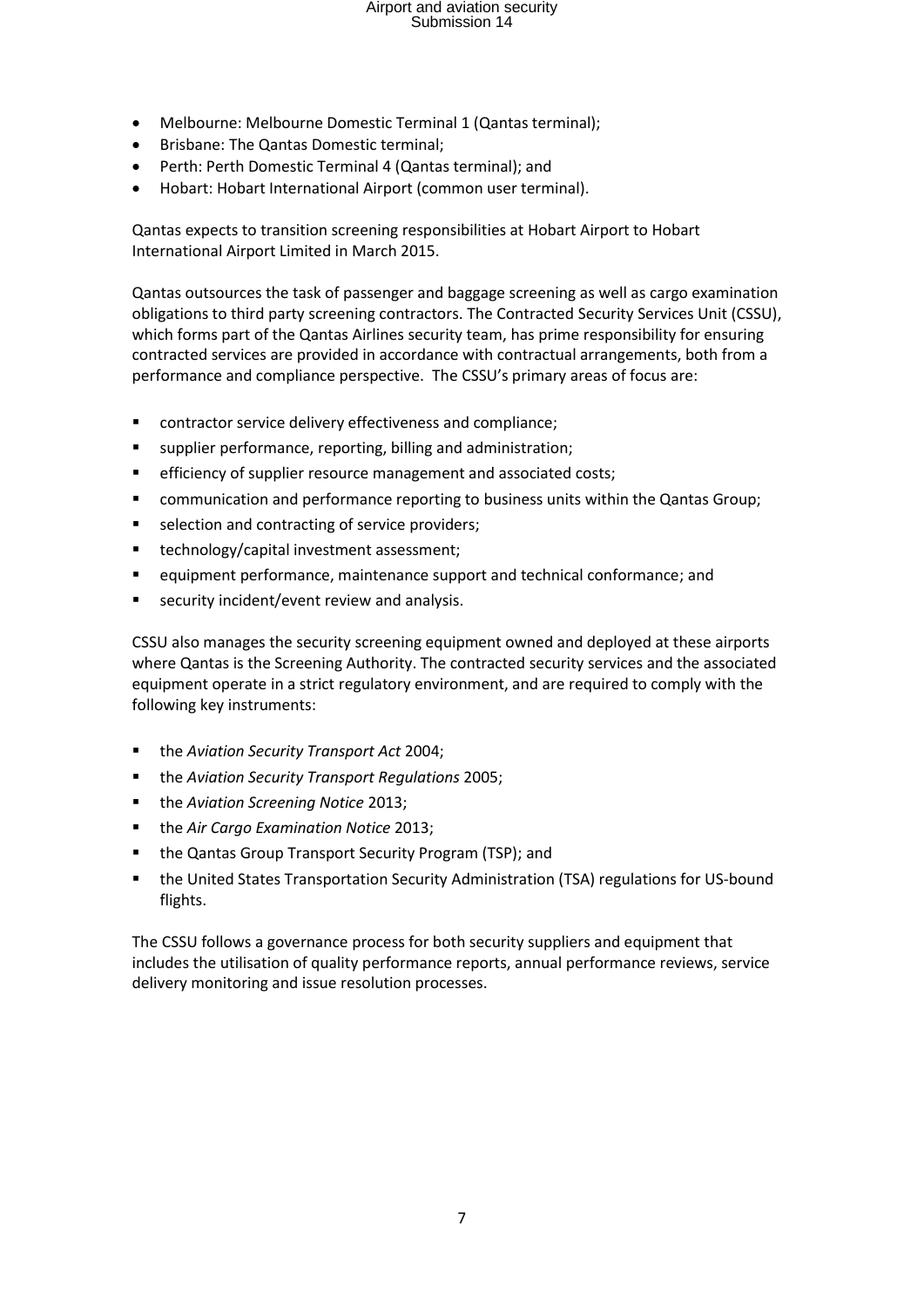- Melbourne: Melbourne Domestic Terminal 1 (Qantas terminal);
- Brisbane: The Qantas Domestic terminal;
- Perth: Perth Domestic Terminal 4 (Qantas terminal); and
- Hobart: Hobart International Airport (common user terminal).

Qantas expects to transition screening responsibilities at Hobart Airport to Hobart International Airport Limited in March 2015.

Qantas outsources the task of passenger and baggage screening as well as cargo examination obligations to third party screening contractors. The Contracted Security Services Unit (CSSU), which forms part of the Qantas Airlines security team, has prime responsibility for ensuring contracted services are provided in accordance with contractual arrangements, both from a performance and compliance perspective. The CSSU's primary areas of focus are:

- contractor service delivery effectiveness and compliance;
- supplier performance, reporting, billing and administration;
- efficiency of supplier resource management and associated costs;
- communication and performance reporting to business units within the Qantas Group;
- selection and contracting of service providers;
- technology/capital investment assessment;
- equipment performance, maintenance support and technical conformance; and
- security incident/event review and analysis.

CSSU also manages the security screening equipment owned and deployed at these airports where Qantas is the Screening Authority. The contracted security services and the associated equipment operate in a strict regulatory environment, and are required to comply with the following key instruments:

- the *Aviation Security Transport Act* 2004;
- the *Aviation Security Transport Regulations* 2005;
- the *Aviation Screening Notice* 2013;
- the *Air Cargo Examination Notice* 2013;
- the Qantas Group Transport Security Program (TSP); and
- the United States Transportation Security Administration (TSA) regulations for US-bound flights.

The CSSU follows a governance process for both security suppliers and equipment that includes the utilisation of quality performance reports, annual performance reviews, service delivery monitoring and issue resolution processes.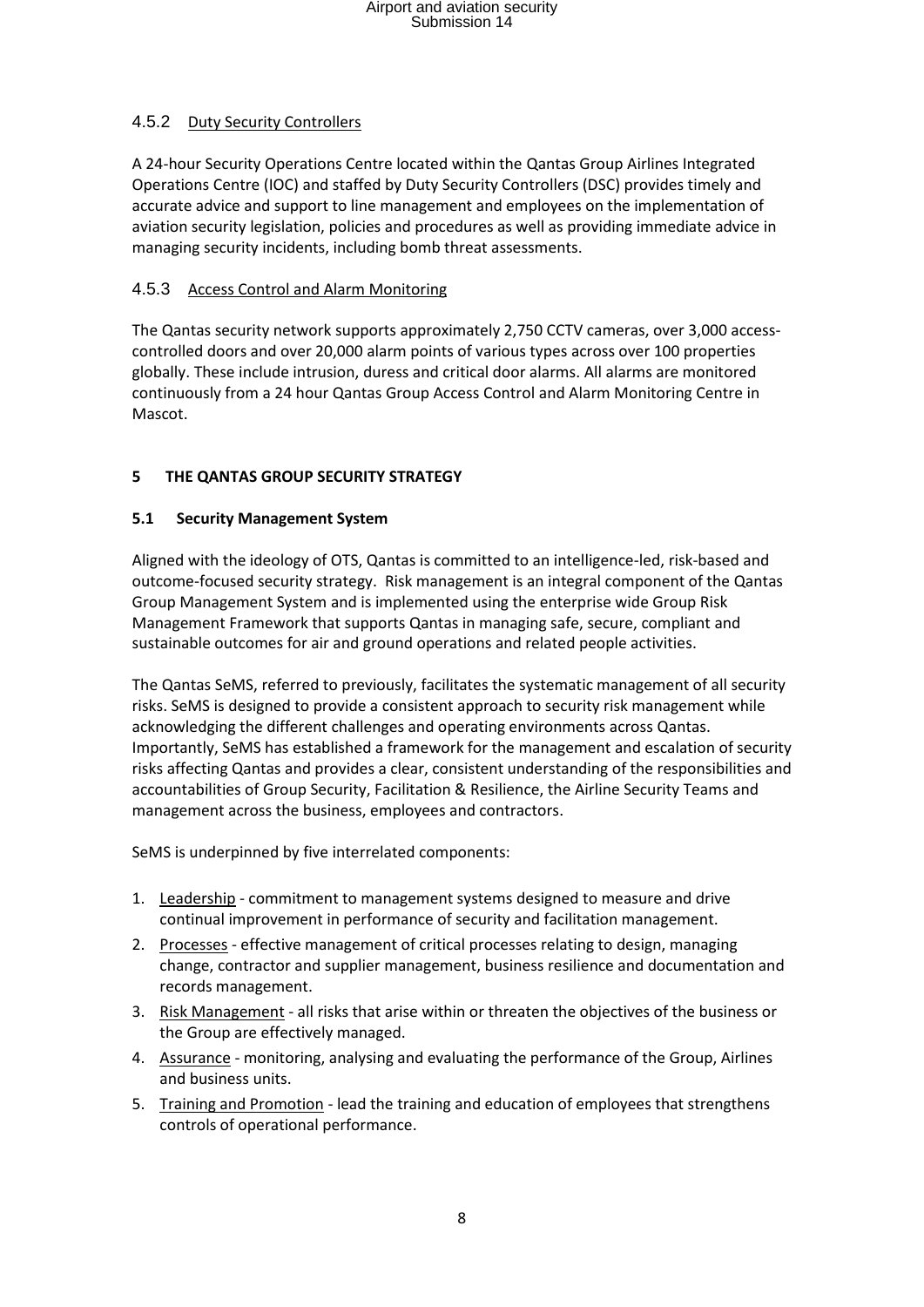#### 4.5.2 Duty Security Controllers

A 24-hour Security Operations Centre located within the Qantas Group Airlines Integrated Operations Centre (IOC) and staffed by Duty Security Controllers (DSC) provides timely and accurate advice and support to line management and employees on the implementation of aviation security legislation, policies and procedures as well as providing immediate advice in managing security incidents, including bomb threat assessments.

#### 4.5.3 Access Control and Alarm Monitoring

The Qantas security network supports approximately 2,750 CCTV cameras, over 3,000 access-controlled doors and over 20,000 alarm points of various types across over 100 properties globally. These include intrusion, duress and critical door alarms. All alarms are monitored continuously from a 24 hour Qantas Group Access Control and Alarm Monitoring Centre in Mascot.

## 5 THE QANTAS GROUP SECURITY STRATEGY

### 5.1 Security Management System

Aligned with the ideology of OTS, Qantas is committed to an intelligence-led, risk-based and outcome-focused security strategy. Risk management is an integral component of the Qantas Group Management System and is implemented using the enterprise wide Group Risk Management Framework that supports Qantas in managing safe, secure, compliant and sustainable outcomes for air and ground operations and related people activities.

The Qantas SeMS, referred to previously, facilitates the systematic management of all security risks. SeMS is designed to provide a consistent approach to security risk management while acknowledging the different challenges and operating environments across Qantas. Importantly, SeMS has established a framework for the management and escalation of security risks affecting Qantas and provides a clear, consistent understanding of the responsibilities and accountabilities of Group Security, Facilitation & Resilience, the Airline Security Teams and management across the business, employees and contractors.

SeMS is underpinned by five interrelated components:

1. Leadership - commitment to management systems designed to measure and drive continual improvement in performance of security and facilitation management.
2. Processes - effective management of critical processes relating to design, managing change, contractor and supplier management, business resilience and documentation and records management.
3. Risk Management - all risks that arise within or threaten the objectives of the business or the Group are effectively managed.
4. Assurance - monitoring, analysing and evaluating the performance of the Group, Airlines and business units.
5. Training and Promotion - lead the training and education of employees that strengthens controls of operational performance.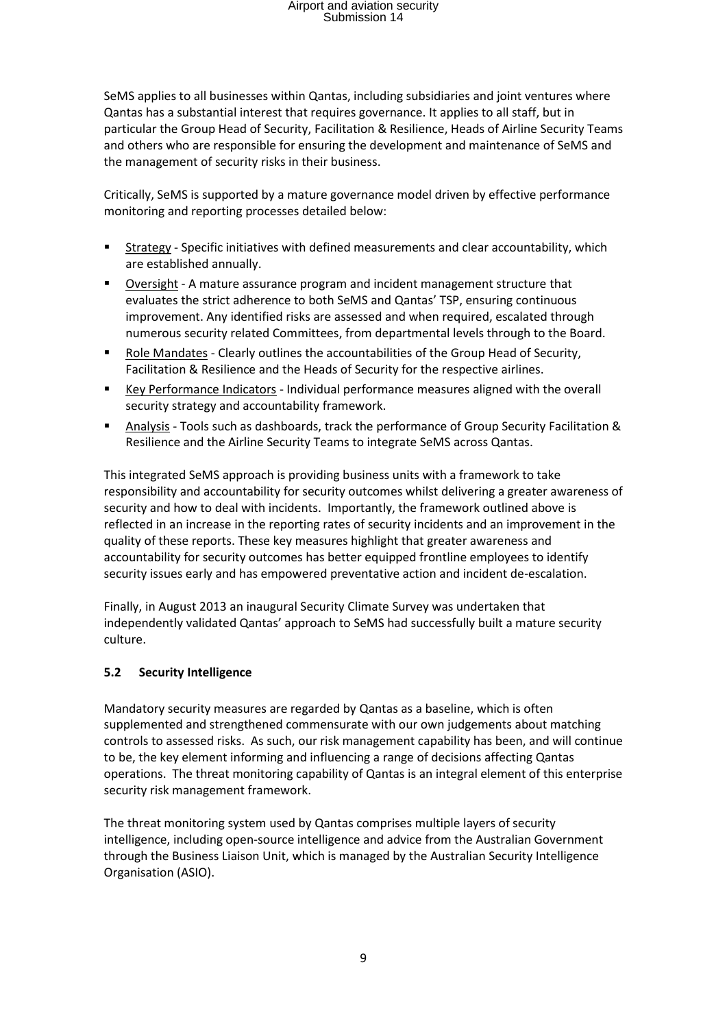SeMS applies to all businesses within Qantas, including subsidiaries and joint ventures where Qantas has a substantial interest that requires governance. It applies to all staff, but in particular the Group Head of Security, Facilitation & Resilience, Heads of Airline Security Teams and others who are responsible for ensuring the development and maintenance of SeMS and the management of security risks in their business.

Critically, SeMS is supported by a mature governance model driven by effective performance monitoring and reporting processes detailed below:

- Strategy - Specific initiatives with defined measurements and clear accountability, which are established annually.
- Oversight - A mature assurance program and incident management structure that evaluates the strict adherence to both SeMS and Qantas' TSP, ensuring continuous improvement. Any identified risks are assessed and when required, escalated through numerous security related Committees, from departmental levels through to the Board.
- Role Mandates - Clearly outlines the accountabilities of the Group Head of Security, Facilitation & Resilience and the Heads of Security for the respective airlines.
- Key Performance Indicators - Individual performance measures aligned with the overall security strategy and accountability framework.
- Analysis - Tools such as dashboards, track the performance of Group Security Facilitation & Resilience and the Airline Security Teams to integrate SeMS across Qantas.

This integrated SeMS approach is providing business units with a framework to take responsibility and accountability for security outcomes whilst delivering a greater awareness of security and how to deal with incidents. Importantly, the framework outlined above is reflected in an increase in the reporting rates of security incidents and an improvement in the quality of these reports. These key measures highlight that greater awareness and accountability for security outcomes has better equipped frontline employees to identify security issues early and has empowered preventative action and incident de-escalation.

Finally, in August 2013 an inaugural Security Climate Survey was undertaken that independently validated Qantas' approach to SeMS had successfully built a mature security culture.

### 5.2 Security Intelligence

Mandatory security measures are regarded by Qantas as a baseline, which is often supplemented and strengthened commensurate with our own judgements about matching controls to assessed risks. As such, our risk management capability has been, and will continue to be, the key element informing and influencing a range of decisions affecting Qantas operations. The threat monitoring capability of Qantas is an integral element of this enterprise security risk management framework.

The threat monitoring system used by Qantas comprises multiple layers of security intelligence, including open-source intelligence and advice from the Australian Government through the Business Liaison Unit, which is managed by the Australian Security Intelligence Organisation (ASIO).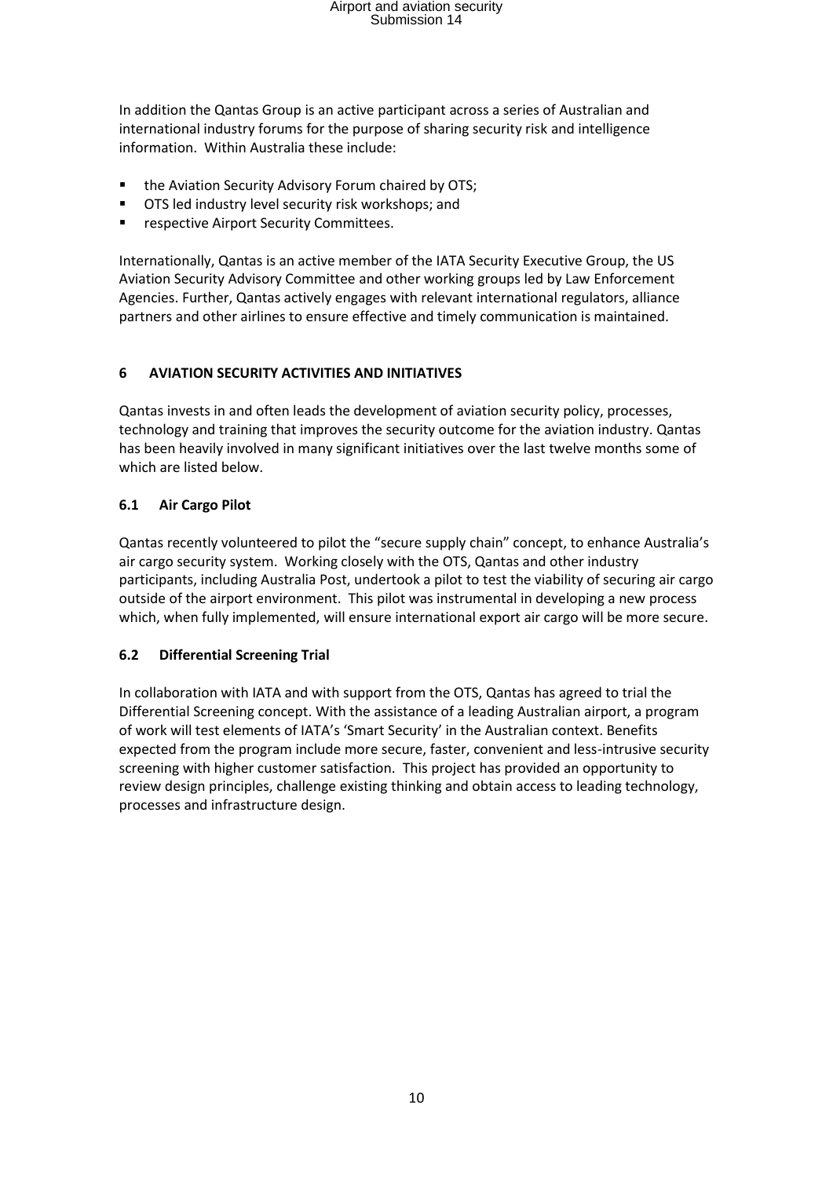In addition the Qantas Group is an active participant across a series of Australian and international industry forums for the purpose of sharing security risk and intelligence information. Within Australia these include:

- the Aviation Security Advisory Forum chaired by OTS;
- OTS led industry level security risk workshops; and
- respective Airport Security Committees.

Internationally, Qantas is an active member of the IATA Security Executive Group, the US Aviation Security Advisory Committee and other working groups led by Law Enforcement Agencies. Further, Qantas actively engages with relevant international regulators, alliance partners and other airlines to ensure effective and timely communication is maintained.

## 6 AVIATION SECURITY ACTIVITIES AND INITIATIVES

Qantas invests in and often leads the development of aviation security policy, processes, technology and training that improves the security outcome for the aviation industry. Qantas has been heavily involved in many significant initiatives over the last twelve months some of which are listed below.

### 6.1 Air Cargo Pilot

Qantas recently volunteered to pilot the "secure supply chain" concept, to enhance Australia's air cargo security system. Working closely with the OTS, Qantas and other industry participants, including Australia Post, undertook a pilot to test the viability of securing air cargo outside of the airport environment. This pilot was instrumental in developing a new process which, when fully implemented, will ensure international export air cargo will be more secure.

### 6.2 Differential Screening Trial

In collaboration with IATA and with support from the OTS, Qantas has agreed to trial the Differential Screening concept. With the assistance of a leading Australian airport, a program of work will test elements of IATA's 'Smart Security' in the Australian context. Benefits expected from the program include more secure, faster, convenient and less-intrusive security screening with higher customer satisfaction. This project has provided an opportunity to review design principles, challenge existing thinking and obtain access to leading technology, processes and infrastructure design.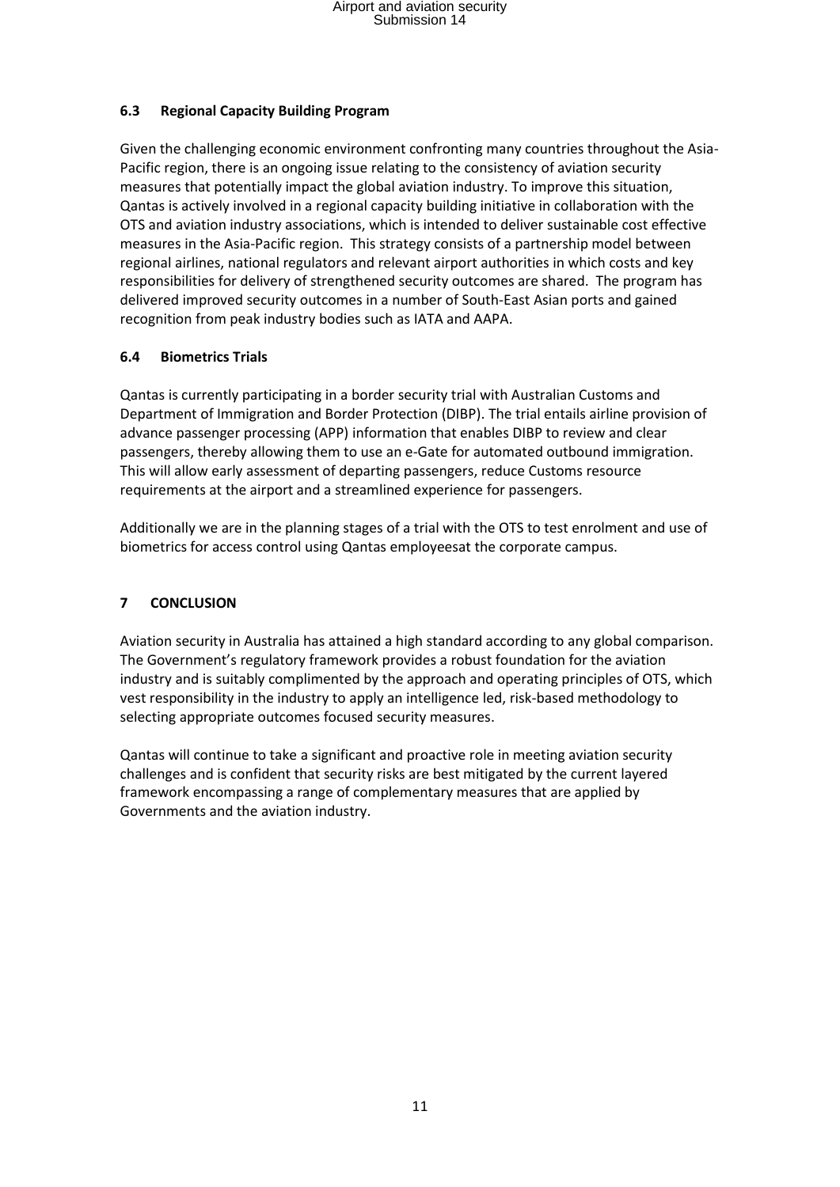### 6.3 Regional Capacity Building Program

Given the challenging economic environment confronting many countries throughout the Asia-Pacific region, there is an ongoing issue relating to the consistency of aviation security measures that potentially impact the global aviation industry. To improve this situation, Qantas is actively involved in a regional capacity building initiative in collaboration with the OTS and aviation industry associations, which is intended to deliver sustainable cost effective measures in the Asia-Pacific region. This strategy consists of a partnership model between regional airlines, national regulators and relevant airport authorities in which costs and key responsibilities for delivery of strengthened security outcomes are shared. The program has delivered improved security outcomes in a number of South-East Asian ports and gained recognition from peak industry bodies such as IATA and AAPA.

### 6.4 Biometrics Trials

Qantas is currently participating in a border security trial with Australian Customs and Department of Immigration and Border Protection (DIBP). The trial entails airline provision of advance passenger processing (APP) information that enables DIBP to review and clear passengers, thereby allowing them to use an e-Gate for automated outbound immigration. This will allow early assessment of departing passengers, reduce Customs resource requirements at the airport and a streamlined experience for passengers.

Additionally we are in the planning stages of a trial with the OTS to test enrolment and use of biometrics for access control using Qantas employeesat the corporate campus.

## 7 CONCLUSION

Aviation security in Australia has attained a high standard according to any global comparison. The Government's regulatory framework provides a robust foundation for the aviation industry and is suitably complimented by the approach and operating principles of OTS, which vest responsibility in the industry to apply an intelligence led, risk-based methodology to selecting appropriate outcomes focused security measures.

Qantas will continue to take a significant and proactive role in meeting aviation security challenges and is confident that security risks are best mitigated by the current layered framework encompassing a range of complementary measures that are applied by Governments and the aviation industry.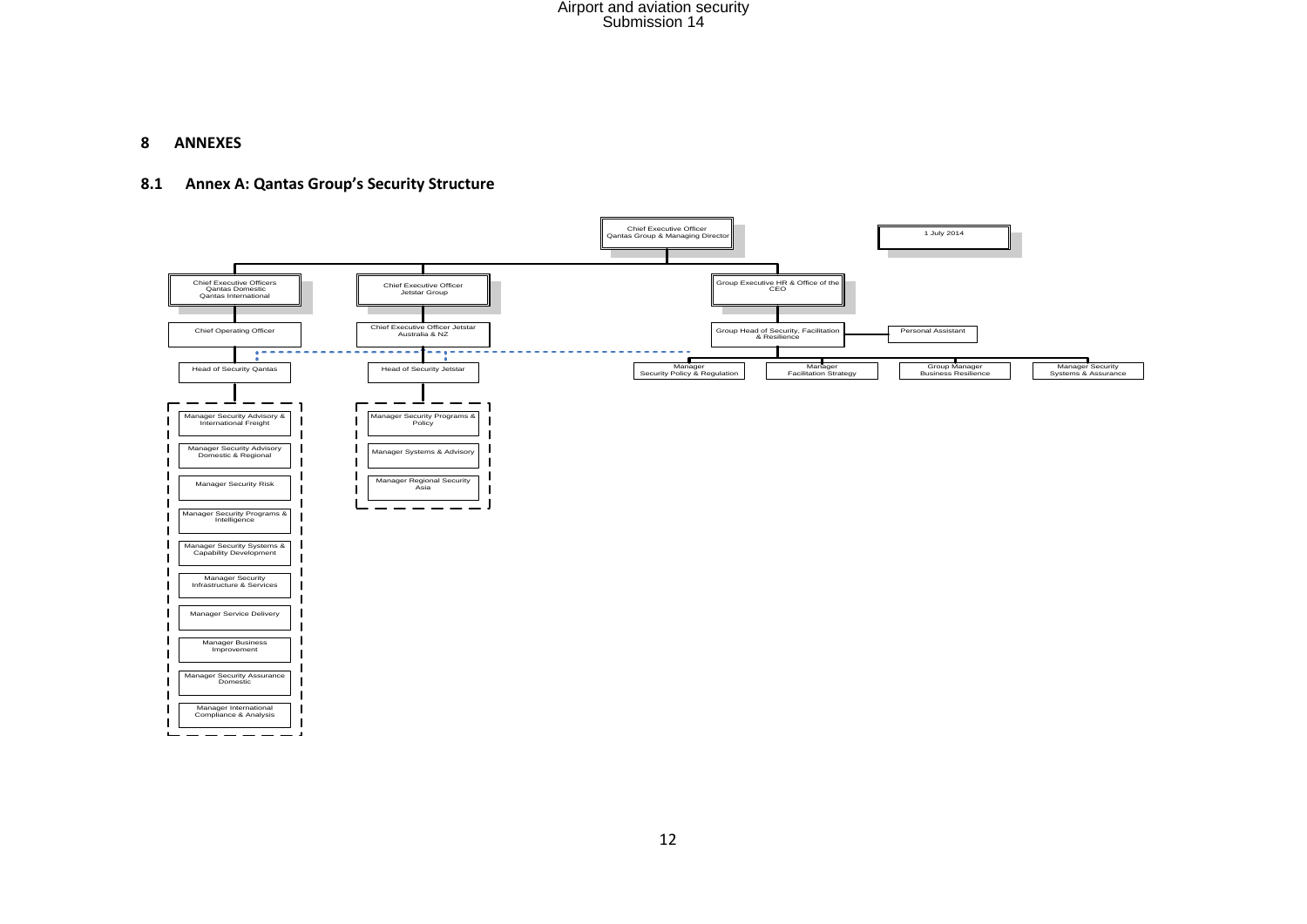## 8 ANNEXES

### 8.1 Annex A: Qantas Group's Security Structure

Chief Executive Officer
Qantas Group & Managing Director

1 July 2014

Chief Executive Officers
Qantas Domestic
Qantas International

Chief Executive Officer
Jetstar Group

Group Executive HR & Office of the CEO

Chief Operating Officer

Chief Executive Officer Jetstar
Australia & NZ

Group Head of Security, Facilitation & Resilience

Personal Assistant

Head of Security Qantas

Head of Security Jetstar

Manager
Security Policy & Regulation

Manager
Facilitation Strategy

Group Manager
Business Resilience

Manager Security
Systems & Assurance

Manager Security Advisory & International Freight

Manager Security Advisory Domestic & Regional

Manager Security Risk

Manager Security Programs & Intelligence

Manager Security Systems & Capability Development

Manager Security Infrastructure & Services

Manager Service Delivery

Manager Business Improvement

Manager Security Assurance Domestic

Manager International Compliance & Analysis

Manager Security Programs & Policy

Manager Systems & Advisory

Manager Regional Security Asia